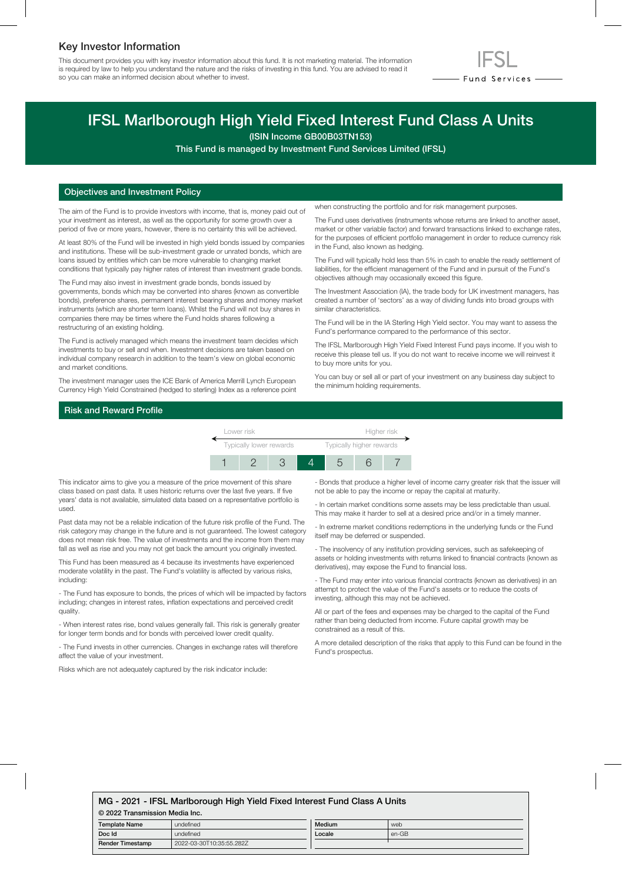## Key Investor Information

This document provides you with key investor information about this fund. It is not marketing material. The information is required by law to help you understand the nature and the risks of investing in this fund. You are advised to read it so you can make an informed decision about whether to invest.

IFSL Fund Services

# IFSL Marlborough High Yield Fixed Interest Fund Class A Units

**(ISIN Income GB00B03TN153)**

**This Fund is managed by Investment Fund Services Limited (IFSL)**

## Objectives and Investment Policy

The aim of the Fund is to provide investors with income, that is, money paid out of your investment as interest, as well as the opportunity for some growth over a period of five or more years, however, there is no certainty this will be achieved.

At least 80% of the Fund will be invested in high yield bonds issued by companies and institutions. These will be sub-investment grade or unrated bonds, which are loans issued by entities which can be more vulnerable to changing market conditions that typically pay higher rates of interest than investment grade bonds.

The Fund may also invest in investment grade bonds, bonds issued by governments, bonds which may be converted into shares (known as convertible bonds), preference shares, permanent interest bearing shares and money market instruments (which are shorter term loans). Whilst the Fund will not buy shares in companies there may be times where the Fund holds shares following a restructuring of an existing holding.

The Fund is actively managed which means the investment team decides which investments to buy or sell and when. Investment decisions are taken based on individual company research in addition to the team's view on global economic and market conditions.

The investment manager uses the ICE Bank of America Merrill Lynch European Currency High Yield Constrained (hedged to sterling) Index as a reference point when constructing the portfolio and for risk management purposes.

The Fund uses derivatives (instruments whose returns are linked to another asset, market or other variable factor) and forward transactions linked to exchange rates, for the purposes of efficient portfolio management in order to reduce currency risk in the Fund, also known as hedging.

The Fund will typically hold less than 5% in cash to enable the ready settlement of liabilities, for the efficient management of the Fund and in pursuit of the Fund's objectives although may occasionally exceed this figure.

The Investment Association (IA), the trade body for UK investment managers, has created a number of 'sectors' as a way of dividing funds into broad groups with similar characteristics.

The Fund will be in the IA Sterling High Yield sector. You may want to assess the Fund's performance compared to the performance of this sector.

The IFSL Marlborough High Yield Fixed Interest Fund pays income. If you wish to receive this please tell us. If you do not want to receive income we will reinvest it to buy more units for you.

You can buy or sell all or part of your investment on any business day subject to the minimum holding requirements.

## Risk and Reward Profile

| Lower risk | | | | | | Higher risk |
|---|---|---|---|---|---|---|
| Typically lower rewards | | | | | | Typically higher rewards |
| 1 | 2 | 3 | **4** | 5 | 6 | 7 |

This indicator aims to give you a measure of the price movement of this share class based on past data. It uses historic returns over the last five years. If five years' data is not available, simulated data based on a representative portfolio is used.

Past data may not be a reliable indication of the future risk profile of the Fund. The risk category may change in the future and is not guaranteed. The lowest category does not mean risk free. The value of investments and the income from them may fall as well as rise and you may not get back the amount you originally invested.

This Fund has been measured as 4 because its investments have experienced moderate volatility in the past. The Fund's volatility is affected by various risks, including:

- The Fund has exposure to bonds, the prices of which will be impacted by factors including; changes in interest rates, inflation expectations and perceived credit quality.

- When interest rates rise, bond values generally fall. This risk is generally greater for longer term bonds and for bonds with perceived lower credit quality.

- The Fund invests in other currencies. Changes in exchange rates will therefore affect the value of your investment.

Risks which are not adequately captured by the risk indicator include:

- Bonds that produce a higher level of income carry greater risk that the issuer will not be able to pay the income or repay the capital at maturity.

- In certain market conditions some assets may be less predictable than usual. This may make it harder to sell at a desired price and/or in a timely manner.

- In extreme market conditions redemptions in the underlying funds or the Fund itself may be deferred or suspended.

- The insolvency of any institution providing services, such as safekeeping of assets or holding investments with returns linked to financial contracts (known as derivatives), may expose the Fund to financial loss.

- The Fund may enter into various financial contracts (known as derivatives) in an attempt to protect the value of the Fund's assets or to reduce the costs of investing, although this may not be achieved.

All or part of the fees and expenses may be charged to the capital of the Fund rather than being deducted from income. Future capital growth may be constrained as a result of this.

A more detailed description of the risks that apply to this Fund can be found in the Fund's prospectus.

**MG - 2021 - IFSL Marlborough High Yield Fixed Interest Fund Class A Units**

**© 2022 Transmission Media Inc.**

| Template Name | undefined | Medium | web |
|---|---|---|---|
| Doc Id | undefined | Locale | en-GB |
| Render Timestamp | 2022-03-30T10:35:55.282Z | | |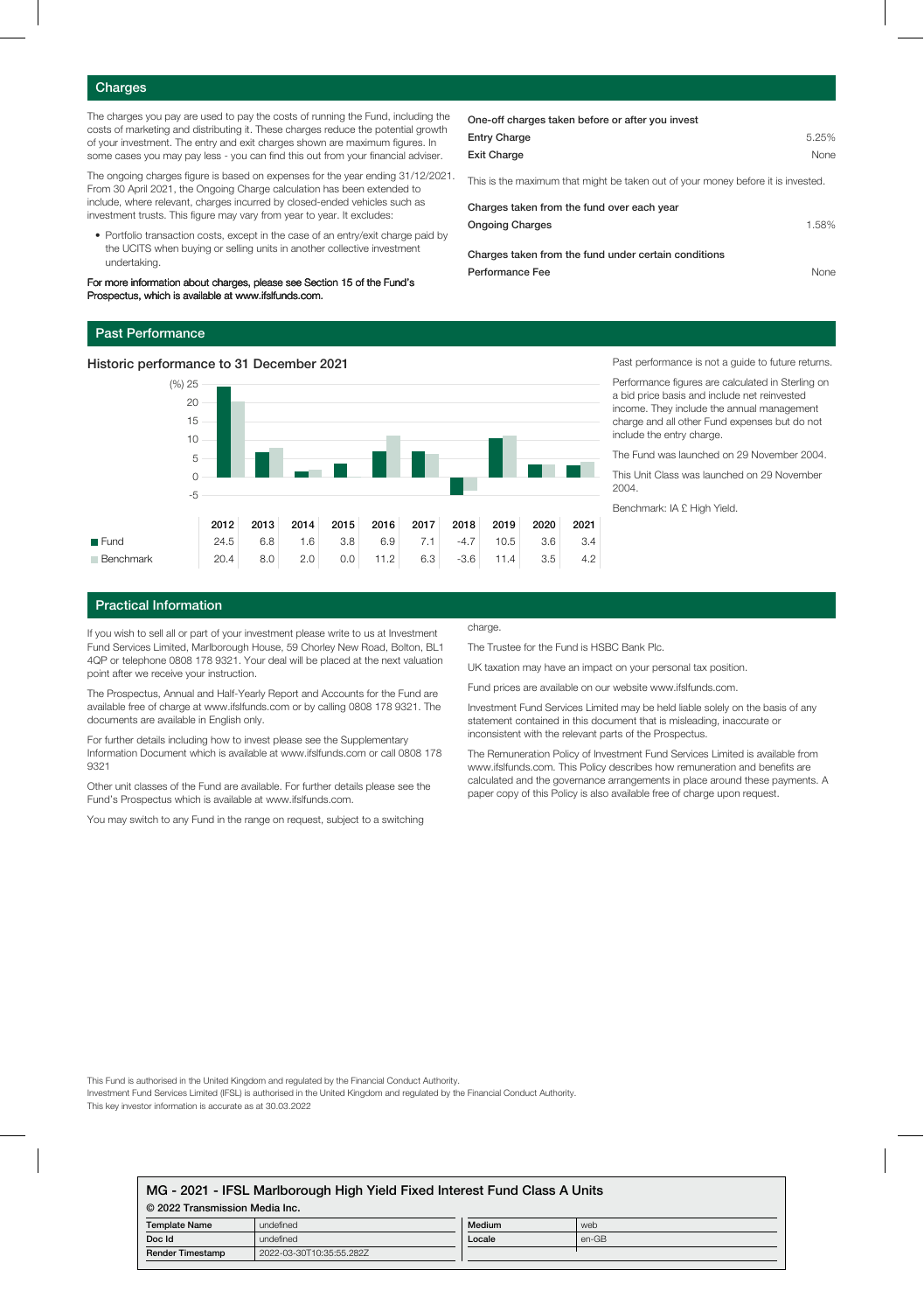## Charges

The charges you pay are used to pay the costs of running the Fund, including the costs of marketing and distributing it. These charges reduce the potential growth of your investment. The entry and exit charges shown are maximum figures. In some cases you may pay less - you can find this out from your financial adviser.

The ongoing charges figure is based on expenses for the year ending 31/12/2021. From 30 April 2021, the Ongoing Charge calculation has been extended to include, where relevant, charges incurred by closed-ended vehicles such as investment trusts. This figure may vary from year to year. It excludes:

- Portfolio transaction costs, except in the case of an entry/exit charge paid by the UCITS when buying or selling units in another collective investment undertaking.

For more information about charges, please see Section 15 of the Fund's Prospectus, which is available at www.ifslfunds.com.

| | |
|---|---|
| **One-off charges taken before or after you invest** | |
| **Entry Charge** | 5.25% |
| **Exit Charge** | None |
| This is the maximum that might be taken out of your money before it is invested. | |
| **Charges taken from the fund over each year** | |
| **Ongoing Charges** | 1.58% |
| **Charges taken from the fund under certain conditions** | |
| **Performance Fee** | None |

## Past Performance

### Historic performance to 31 December 2021

(%) 25
20
15
10
5
0
-5

| | 2012 | 2013 | 2014 | 2015 | 2016 | 2017 | 2018 | 2019 | 2020 | 2021 |
|---|---|---|---|---|---|---|---|---|---|---|
| Fund | 24.5 | 6.8 | 1.6 | 3.8 | 6.9 | 7.1 | -4.7 | 10.5 | 3.6 | 3.4 |
| Benchmark | 20.4 | 8.0 | 2.0 | 0.0 | 11.2 | 6.3 | -3.6 | 11.4 | 3.5 | 4.2 |

Past performance is not a guide to future returns.

Performance figures are calculated in Sterling on a bid price basis and include net reinvested income. They include the annual management charge and all other Fund expenses but do not include the entry charge.

The Fund was launched on 29 November 2004.

This Unit Class was launched on 29 November 2004.

Benchmark: IA £ High Yield.

## Practical Information

If you wish to sell all or part of your investment please write to us at Investment Fund Services Limited, Marlborough House, 59 Chorley New Road, Bolton, BL1 4QP or telephone 0808 178 9321. Your deal will be placed at the next valuation point after we receive your instruction.

The Prospectus, Annual and Half-Yearly Report and Accounts for the Fund are available free of charge at www.ifslfunds.com or by calling 0808 178 9321. The documents are available in English only.

For further details including how to invest please see the Supplementary Information Document which is available at www.ifslfunds.com or call 0808 178 9321

Other unit classes of the Fund are available. For further details please see the Fund's Prospectus which is available at www.ifslfunds.com.

You may switch to any Fund in the range on request, subject to a switching charge.

The Trustee for the Fund is HSBC Bank Plc.

UK taxation may have an impact on your personal tax position.

Fund prices are available on our website www.ifslfunds.com.

Investment Fund Services Limited may be held liable solely on the basis of any statement contained in this document that is misleading, inaccurate or inconsistent with the relevant parts of the Prospectus.

The Remuneration Policy of Investment Fund Services Limited is available from www.ifslfunds.com. This Policy describes how remuneration and benefits are calculated and the governance arrangements in place around these payments. A paper copy of this Policy is also available free of charge upon request.

This Fund is authorised in the United Kingdom and regulated by the Financial Conduct Authority.
Investment Fund Services Limited (IFSL) is authorised in the United Kingdom and regulated by the Financial Conduct Authority.
This key investor information is accurate as at 30.03.2022

**MG - 2021 - IFSL Marlborough High Yield Fixed Interest Fund Class A Units**
**© 2022 Transmission Media Inc.**

| | | | |
|---|---|---|---|
| **Template Name** | undefined | **Medium** | web |
| **Doc Id** | undefined | **Locale** | en-GB |
| **Render Timestamp** | 2022-03-30T10:35:55.282Z | | |